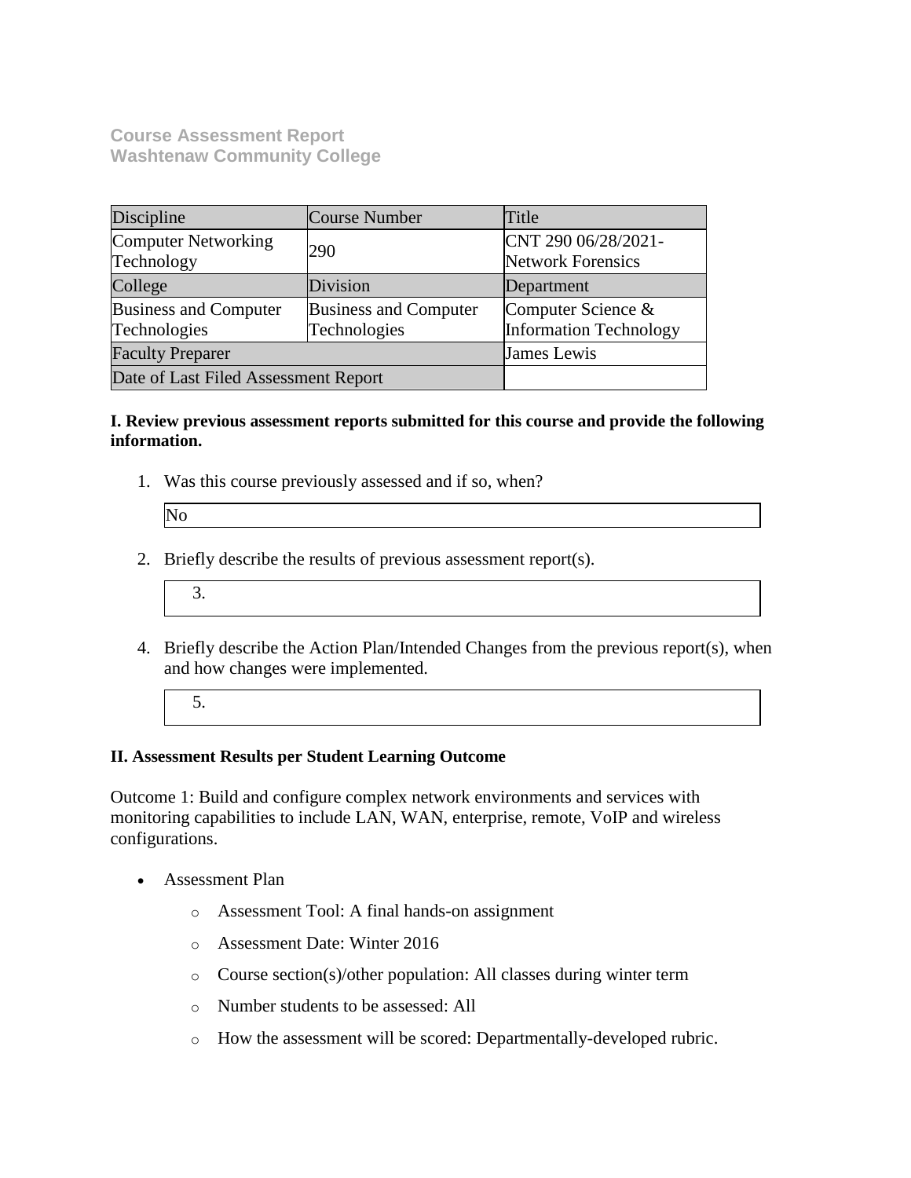**Course Assessment Report**
**Washtenaw Community College**

| Discipline | Course Number | Title |
|---|---|---|
| Computer Networking Technology | 290 | CNT 290 06/28/2021-Network Forensics |
| College | Division | Department |
| Business and Computer Technologies | Business and Computer Technologies | Computer Science & Information Technology |
| Faculty Preparer | | James Lewis |
| Date of Last Filed Assessment Report | | |

**I. Review previous assessment reports submitted for this course and provide the following information.**

1. Was this course previously assessed and if so, when?

   No

2. Briefly describe the results of previous assessment report(s).

   3.

4. Briefly describe the Action Plan/Intended Changes from the previous report(s), when and how changes were implemented.

   5.

**II. Assessment Results per Student Learning Outcome**

Outcome 1: Build and configure complex network environments and services with monitoring capabilities to include LAN, WAN, enterprise, remote, VoIP and wireless configurations.

- Assessment Plan
  - Assessment Tool: A final hands-on assignment
  - Assessment Date: Winter 2016
  - Course section(s)/other population: All classes during winter term
  - Number students to be assessed: All
  - How the assessment will be scored: Departmentally-developed rubric.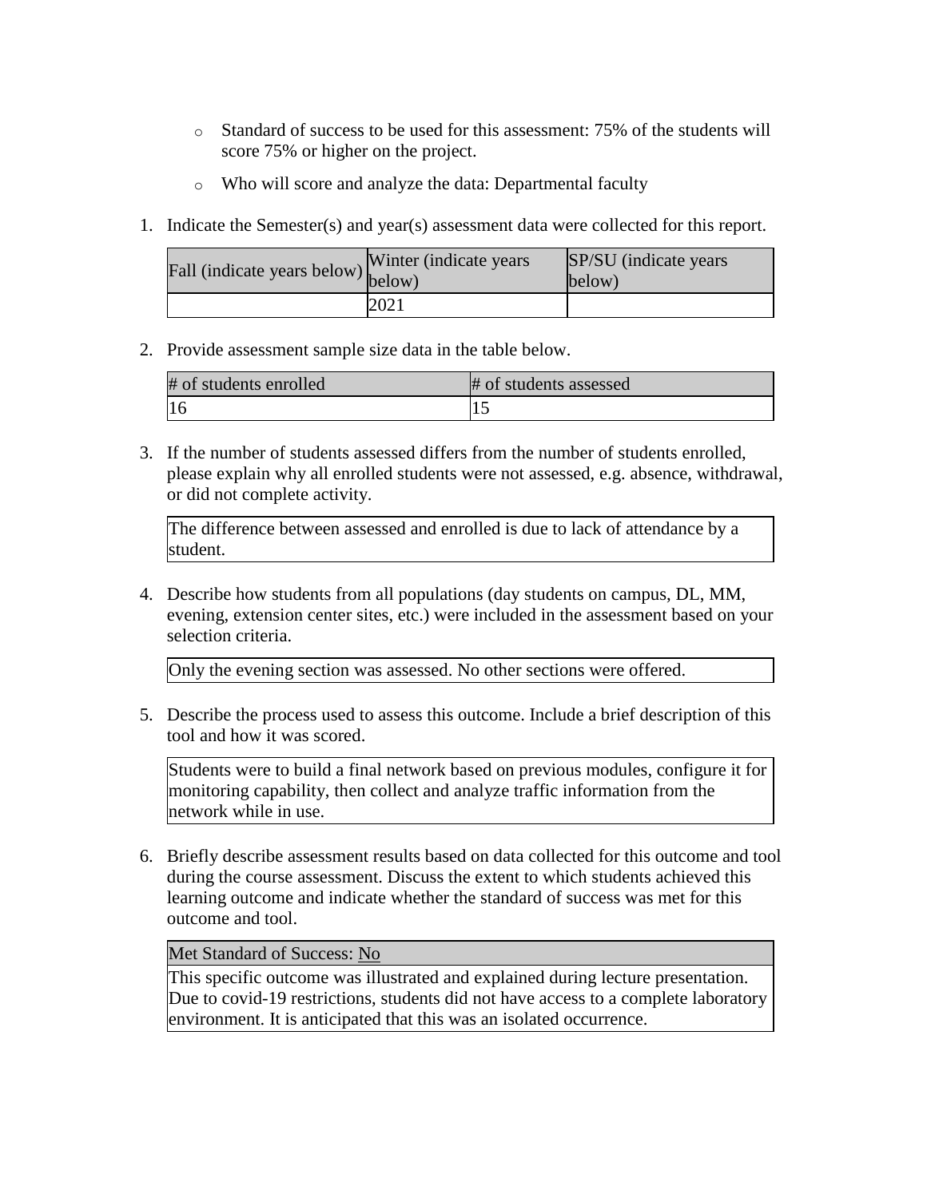- Standard of success to be used for this assessment: 75% of the students will score 75% or higher on the project.
- Who will score and analyze the data: Departmental faculty

1. Indicate the Semester(s) and year(s) assessment data were collected for this report.

| Fall (indicate years below) | Winter (indicate years below) | SP/SU (indicate years below) |
|---|---|---|
| | 2021 | |

2. Provide assessment sample size data in the table below.

| # of students enrolled | # of students assessed |
|---|---|
| 16 | 15 |

3. If the number of students assessed differs from the number of students enrolled, please explain why all enrolled students were not assessed, e.g. absence, withdrawal, or did not complete activity.

| The difference between assessed and enrolled is due to lack of attendance by a student. |
|---|

4. Describe how students from all populations (day students on campus, DL, MM, evening, extension center sites, etc.) were included in the assessment based on your selection criteria.

| Only the evening section was assessed. No other sections were offered. |
|---|

5. Describe the process used to assess this outcome. Include a brief description of this tool and how it was scored.

| Students were to build a final network based on previous modules, configure it for monitoring capability, then collect and analyze traffic information from the network while in use. |
|---|

6. Briefly describe assessment results based on data collected for this outcome and tool during the course assessment. Discuss the extent to which students achieved this learning outcome and indicate whether the standard of success was met for this outcome and tool.

| Met Standard of Success: No |
|---|
| This specific outcome was illustrated and explained during lecture presentation. Due to covid-19 restrictions, students did not have access to a complete laboratory environment. It is anticipated that this was an isolated occurrence. |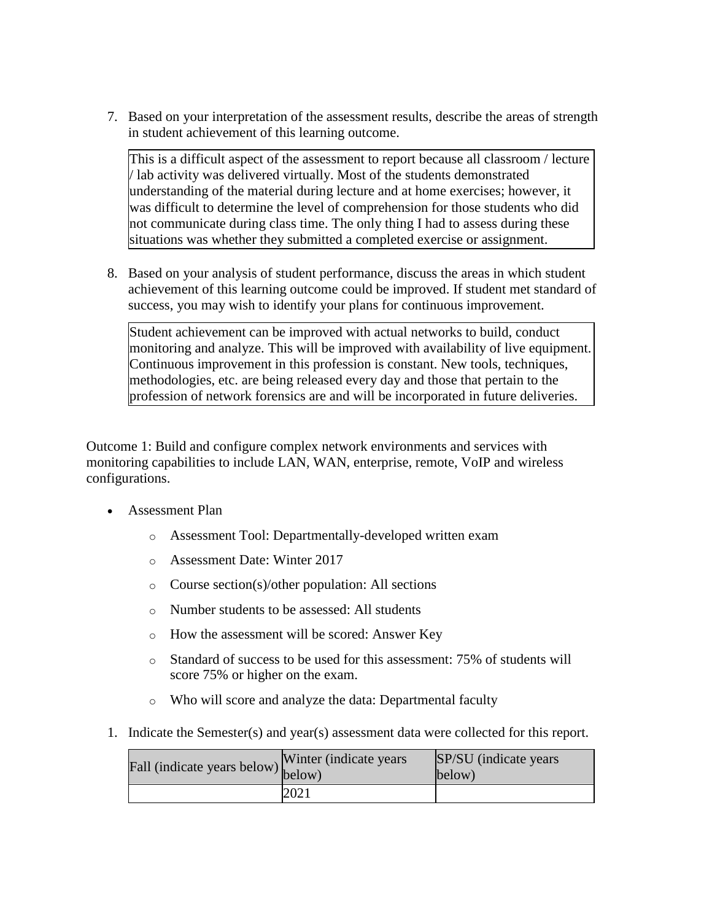7. Based on your interpretation of the assessment results, describe the areas of strength in student achievement of this learning outcome.

   This is a difficult aspect of the assessment to report because all classroom / lecture / lab activity was delivered virtually. Most of the students demonstrated understanding of the material during lecture and at home exercises; however, it was difficult to determine the level of comprehension for those students who did not communicate during class time. The only thing I had to assess during these situations was whether they submitted a completed exercise or assignment.

8. Based on your analysis of student performance, discuss the areas in which student achievement of this learning outcome could be improved. If student met standard of success, you may wish to identify your plans for continuous improvement.

   Student achievement can be improved with actual networks to build, conduct monitoring and analyze. This will be improved with availability of live equipment. Continuous improvement in this profession is constant. New tools, techniques, methodologies, etc. are being released every day and those that pertain to the profession of network forensics are and will be incorporated in future deliveries.

Outcome 1: Build and configure complex network environments and services with monitoring capabilities to include LAN, WAN, enterprise, remote, VoIP and wireless configurations.

- Assessment Plan
  - Assessment Tool: Departmentally-developed written exam
  - Assessment Date: Winter 2017
  - Course section(s)/other population: All sections
  - Number students to be assessed: All students
  - How the assessment will be scored: Answer Key
  - Standard of success to be used for this assessment: 75% of students will score 75% or higher on the exam.
  - Who will score and analyze the data: Departmental faculty

1. Indicate the Semester(s) and year(s) assessment data were collected for this report.

| Fall (indicate years below) | Winter (indicate years below) | SP/SU (indicate years below) |
| --- | --- | --- |
| | 2021 | |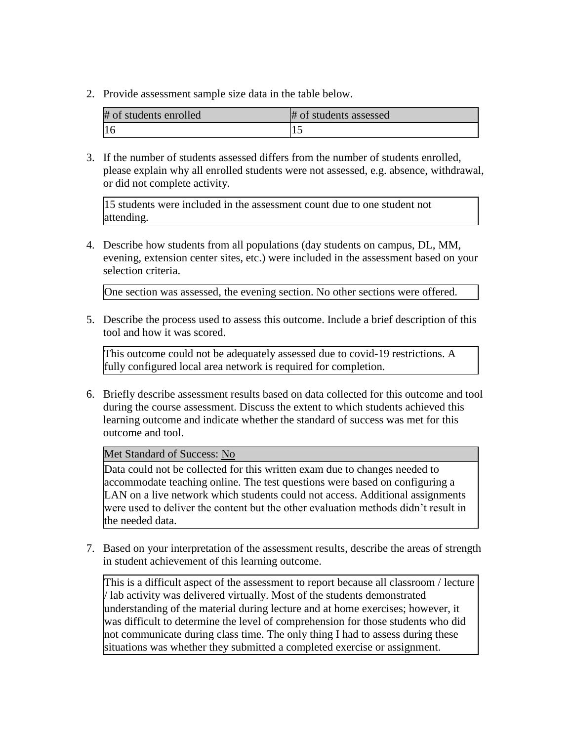2. Provide assessment sample size data in the table below.

| # of students enrolled | # of students assessed |
|---|---|
| 16 | 15 |

3. If the number of students assessed differs from the number of students enrolled, please explain why all enrolled students were not assessed, e.g. absence, withdrawal, or did not complete activity.

| |
|---|
| 15 students were included in the assessment count due to one student not attending. |

4. Describe how students from all populations (day students on campus, DL, MM, evening, extension center sites, etc.) were included in the assessment based on your selection criteria.

| |
|---|
| One section was assessed, the evening section. No other sections were offered. |

5. Describe the process used to assess this outcome. Include a brief description of this tool and how it was scored.

| |
|---|
| This outcome could not be adequately assessed due to covid-19 restrictions. A fully configured local area network is required for completion. |

6. Briefly describe assessment results based on data collected for this outcome and tool during the course assessment. Discuss the extent to which students achieved this learning outcome and indicate whether the standard of success was met for this outcome and tool.

| Met Standard of Success: No |
|---|
| Data could not be collected for this written exam due to changes needed to accommodate teaching online. The test questions were based on configuring a LAN on a live network which students could not access. Additional assignments were used to deliver the content but the other evaluation methods didn't result in the needed data. |

7. Based on your interpretation of the assessment results, describe the areas of strength in student achievement of this learning outcome.

| |
|---|
| This is a difficult aspect of the assessment to report because all classroom / lecture / lab activity was delivered virtually. Most of the students demonstrated understanding of the material during lecture and at home exercises; however, it was difficult to determine the level of comprehension for those students who did not communicate during class time. The only thing I had to assess during these situations was whether they submitted a completed exercise or assignment. |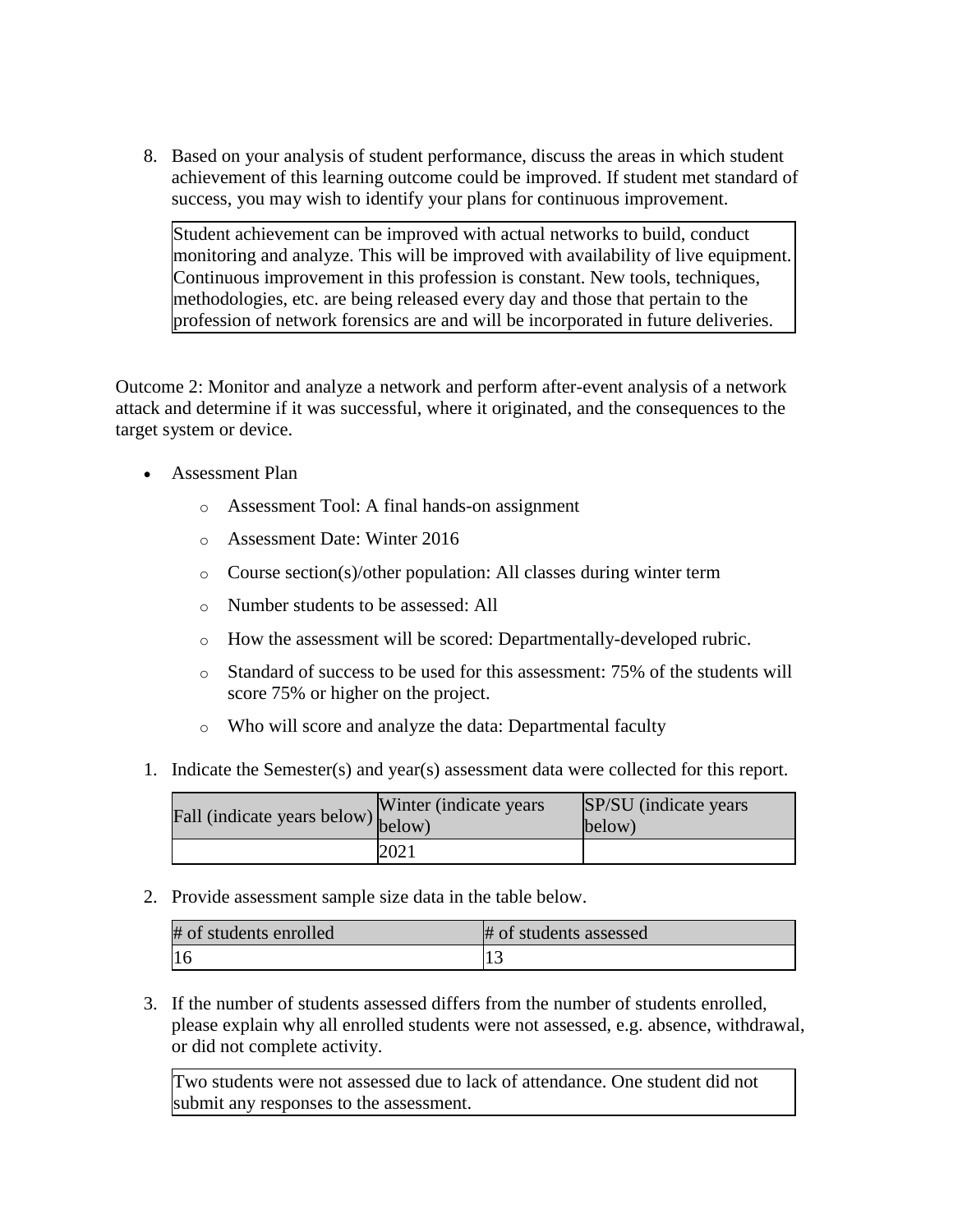8. Based on your analysis of student performance, discuss the areas in which student achievement of this learning outcome could be improved. If student met standard of success, you may wish to identify your plans for continuous improvement.

| |
|---|
| Student achievement can be improved with actual networks to build, conduct monitoring and analyze. This will be improved with availability of live equipment. Continuous improvement in this profession is constant. New tools, techniques, methodologies, etc. are being released every day and those that pertain to the profession of network forensics are and will be incorporated in future deliveries. |

Outcome 2: Monitor and analyze a network and perform after-event analysis of a network attack and determine if it was successful, where it originated, and the consequences to the target system or device.

- Assessment Plan
  - Assessment Tool: A final hands-on assignment
  - Assessment Date: Winter 2016
  - Course section(s)/other population: All classes during winter term
  - Number students to be assessed: All
  - How the assessment will be scored: Departmentally-developed rubric.
  - Standard of success to be used for this assessment: 75% of the students will score 75% or higher on the project.
  - Who will score and analyze the data: Departmental faculty

1. Indicate the Semester(s) and year(s) assessment data were collected for this report.

| Fall (indicate years below) | Winter (indicate years below) | SP/SU (indicate years below) |
|---|---|---|
| | 2021 | |

2. Provide assessment sample size data in the table below.

| # of students enrolled | # of students assessed |
|---|---|
| 16 | 13 |

3. If the number of students assessed differs from the number of students enrolled, please explain why all enrolled students were not assessed, e.g. absence, withdrawal, or did not complete activity.

| |
|---|
| Two students were not assessed due to lack of attendance. One student did not submit any responses to the assessment. |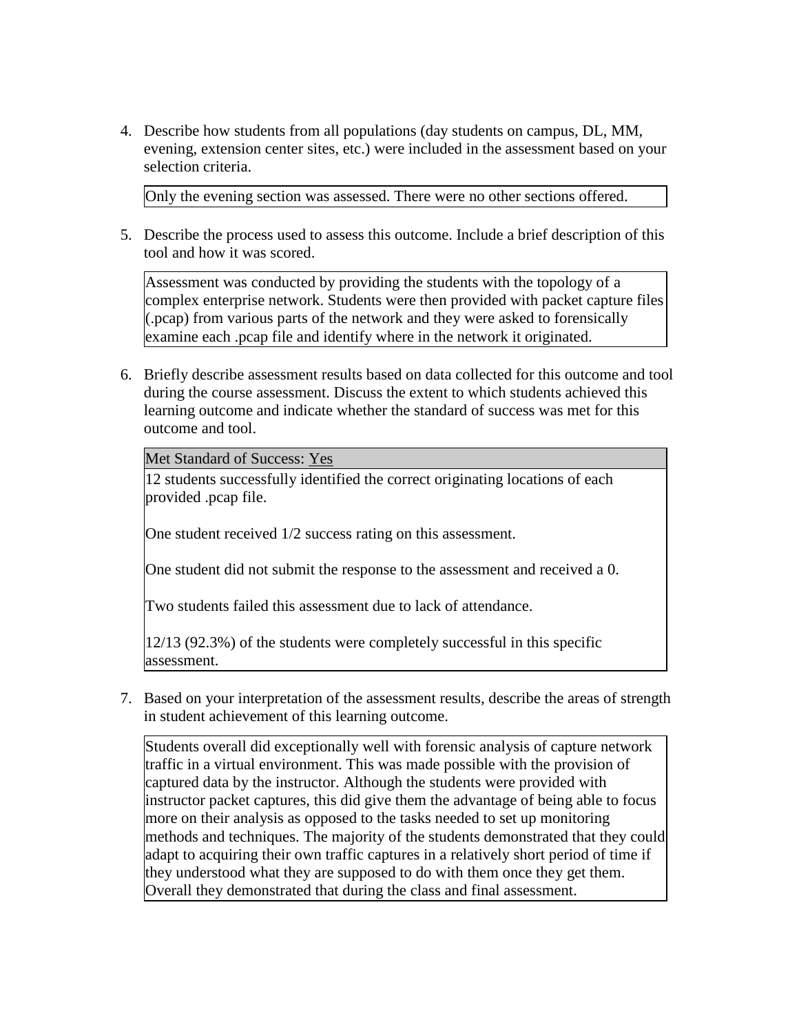4. Describe how students from all populations (day students on campus, DL, MM, evening, extension center sites, etc.) were included in the assessment based on your selection criteria.

   Only the evening section was assessed. There were no other sections offered.

5. Describe the process used to assess this outcome. Include a brief description of this tool and how it was scored.

   Assessment was conducted by providing the students with the topology of a complex enterprise network. Students were then provided with packet capture files (.pcap) from various parts of the network and they were asked to forensically examine each .pcap file and identify where in the network it originated.

6. Briefly describe assessment results based on data collected for this outcome and tool during the course assessment. Discuss the extent to which students achieved this learning outcome and indicate whether the standard of success was met for this outcome and tool.

   Met Standard of Success: Yes

   12 students successfully identified the correct originating locations of each provided .pcap file.

   One student received 1/2 success rating on this assessment.

   One student did not submit the response to the assessment and received a 0.

   Two students failed this assessment due to lack of attendance.

   12/13 (92.3%) of the students were completely successful in this specific assessment.

7. Based on your interpretation of the assessment results, describe the areas of strength in student achievement of this learning outcome.

   Students overall did exceptionally well with forensic analysis of capture network traffic in a virtual environment. This was made possible with the provision of captured data by the instructor. Although the students were provided with instructor packet captures, this did give them the advantage of being able to focus more on their analysis as opposed to the tasks needed to set up monitoring methods and techniques. The majority of the students demonstrated that they could adapt to acquiring their own traffic captures in a relatively short period of time if they understood what they are supposed to do with them once they get them. Overall they demonstrated that during the class and final assessment.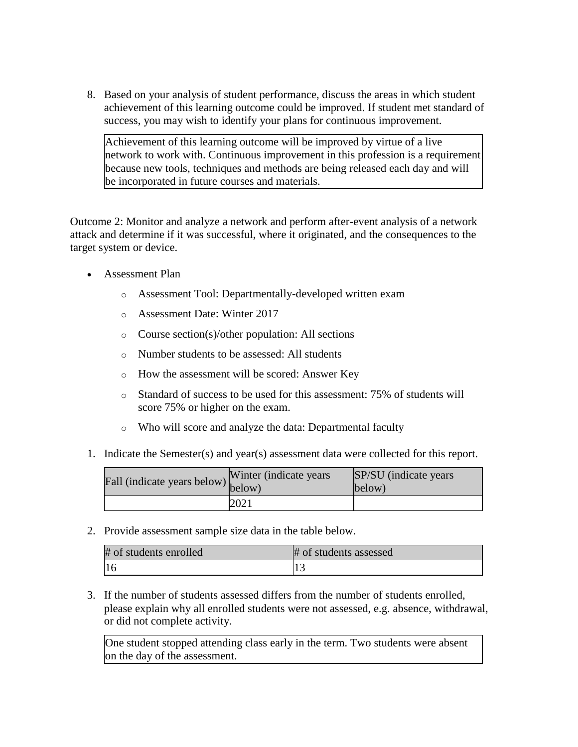8. Based on your analysis of student performance, discuss the areas in which student achievement of this learning outcome could be improved. If student met standard of success, you may wish to identify your plans for continuous improvement.

| |
|---|
| Achievement of this learning outcome will be improved by virtue of a live network to work with. Continuous improvement in this profession is a requirement because new tools, techniques and methods are being released each day and will be incorporated in future courses and materials. |

Outcome 2: Monitor and analyze a network and perform after-event analysis of a network attack and determine if it was successful, where it originated, and the consequences to the target system or device.

- Assessment Plan
    - Assessment Tool: Departmentally-developed written exam
    - Assessment Date: Winter 2017
    - Course section(s)/other population: All sections
    - Number students to be assessed: All students
    - How the assessment will be scored: Answer Key
    - Standard of success to be used for this assessment: 75% of students will score 75% or higher on the exam.
    - Who will score and analyze the data: Departmental faculty

1. Indicate the Semester(s) and year(s) assessment data were collected for this report.

| Fall (indicate years below) | Winter (indicate years below) | SP/SU (indicate years below) |
|---|---|---|
| | 2021 | |

2. Provide assessment sample size data in the table below.

| # of students enrolled | # of students assessed |
|---|---|
| 16 | 13 |

3. If the number of students assessed differs from the number of students enrolled, please explain why all enrolled students were not assessed, e.g. absence, withdrawal, or did not complete activity.

| |
|---|
| One student stopped attending class early in the term. Two students were absent on the day of the assessment. |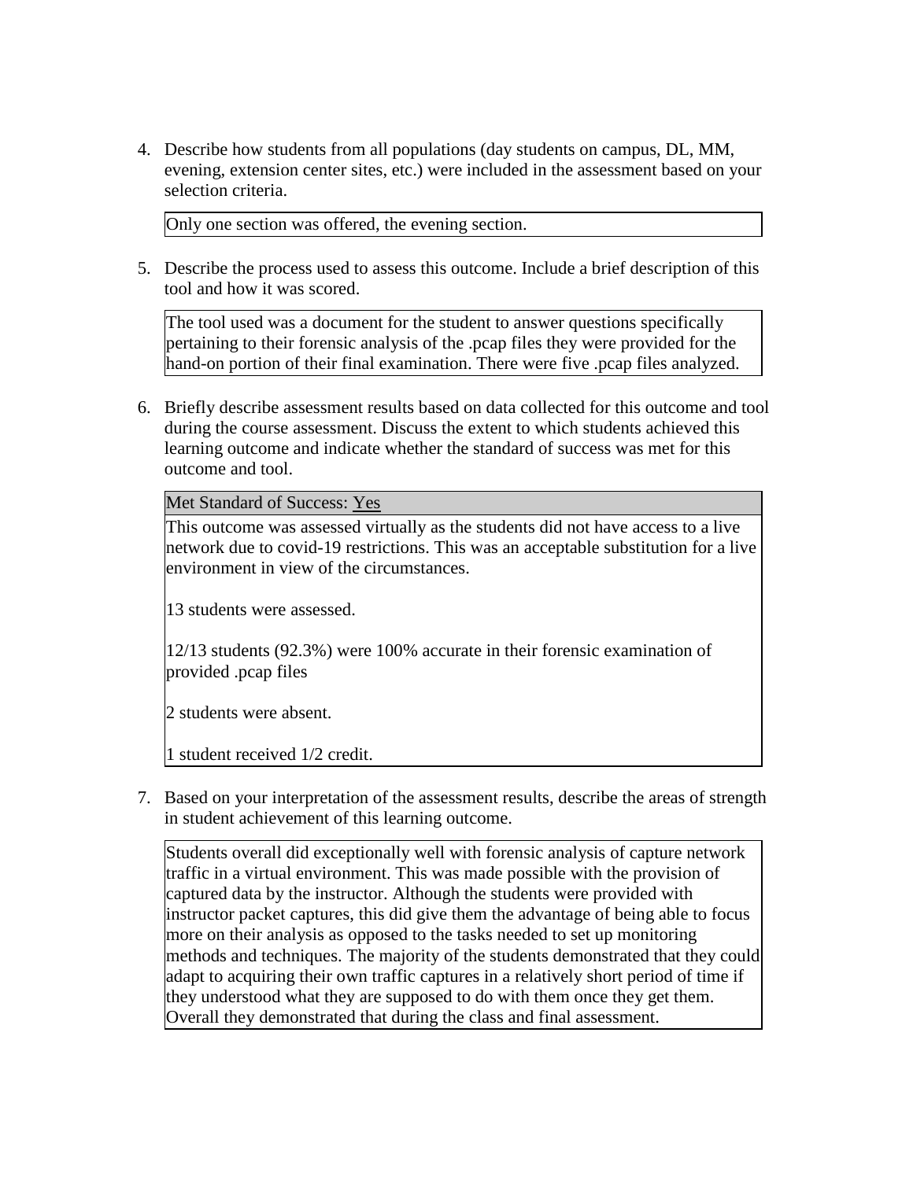4. Describe how students from all populations (day students on campus, DL, MM, evening, extension center sites, etc.) were included in the assessment based on your selection criteria.

| |
|---|
| Only one section was offered, the evening section. |

5. Describe the process used to assess this outcome. Include a brief description of this tool and how it was scored.

| |
|---|
| The tool used was a document for the student to answer questions specifically pertaining to their forensic analysis of the .pcap files they were provided for the hand-on portion of their final examination. There were five .pcap files analyzed. |

6. Briefly describe assessment results based on data collected for this outcome and tool during the course assessment. Discuss the extent to which students achieved this learning outcome and indicate whether the standard of success was met for this outcome and tool.

| Met Standard of Success: Yes |
|---|
| This outcome was assessed virtually as the students did not have access to a live network due to covid-19 restrictions. This was an acceptable substitution for a live environment in view of the circumstances.<br><br>13 students were assessed.<br><br>12/13 students (92.3%) were 100% accurate in their forensic examination of provided .pcap files<br><br>2 students were absent.<br><br>1 student received 1/2 credit. |

7. Based on your interpretation of the assessment results, describe the areas of strength in student achievement of this learning outcome.

| |
|---|
| Students overall did exceptionally well with forensic analysis of capture network traffic in a virtual environment. This was made possible with the provision of captured data by the instructor. Although the students were provided with instructor packet captures, this did give them the advantage of being able to focus more on their analysis as opposed to the tasks needed to set up monitoring methods and techniques. The majority of the students demonstrated that they could adapt to acquiring their own traffic captures in a relatively short period of time if they understood what they are supposed to do with them once they get them. Overall they demonstrated that during the class and final assessment. |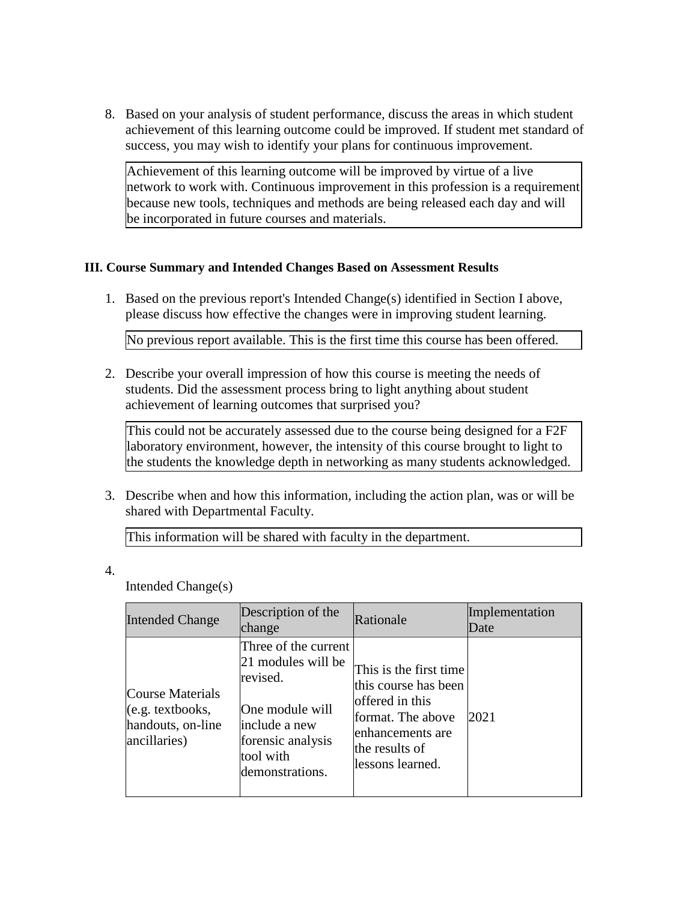8. Based on your analysis of student performance, discuss the areas in which student achievement of this learning outcome could be improved. If student met standard of success, you may wish to identify your plans for continuous improvement.

   Achievement of this learning outcome will be improved by virtue of a live network to work with. Continuous improvement in this profession is a requirement because new tools, techniques and methods are being released each day and will be incorporated in future courses and materials.

**III. Course Summary and Intended Changes Based on Assessment Results**

1. Based on the previous report's Intended Change(s) identified in Section I above, please discuss how effective the changes were in improving student learning.

   No previous report available. This is the first time this course has been offered.

2. Describe your overall impression of how this course is meeting the needs of students. Did the assessment process bring to light anything about student achievement of learning outcomes that surprised you?

   This could not be accurately assessed due to the course being designed for a F2F laboratory environment, however, the intensity of this course brought to light to the students the knowledge depth in networking as many students acknowledged.

3. Describe when and how this information, including the action plan, was or will be shared with Departmental Faculty.

   This information will be shared with faculty in the department.

4. Intended Change(s)

| Intended Change | Description of the change | Rationale | Implementation Date |
|---|---|---|---|
| Course Materials (e.g. textbooks, handouts, on-line ancillaries) | Three of the current 21 modules will be revised.<br><br>One module will include a new forensic analysis tool with demonstrations. | This is the first time this course has been offered in this format. The above enhancements are the results of lessons learned. | 2021 |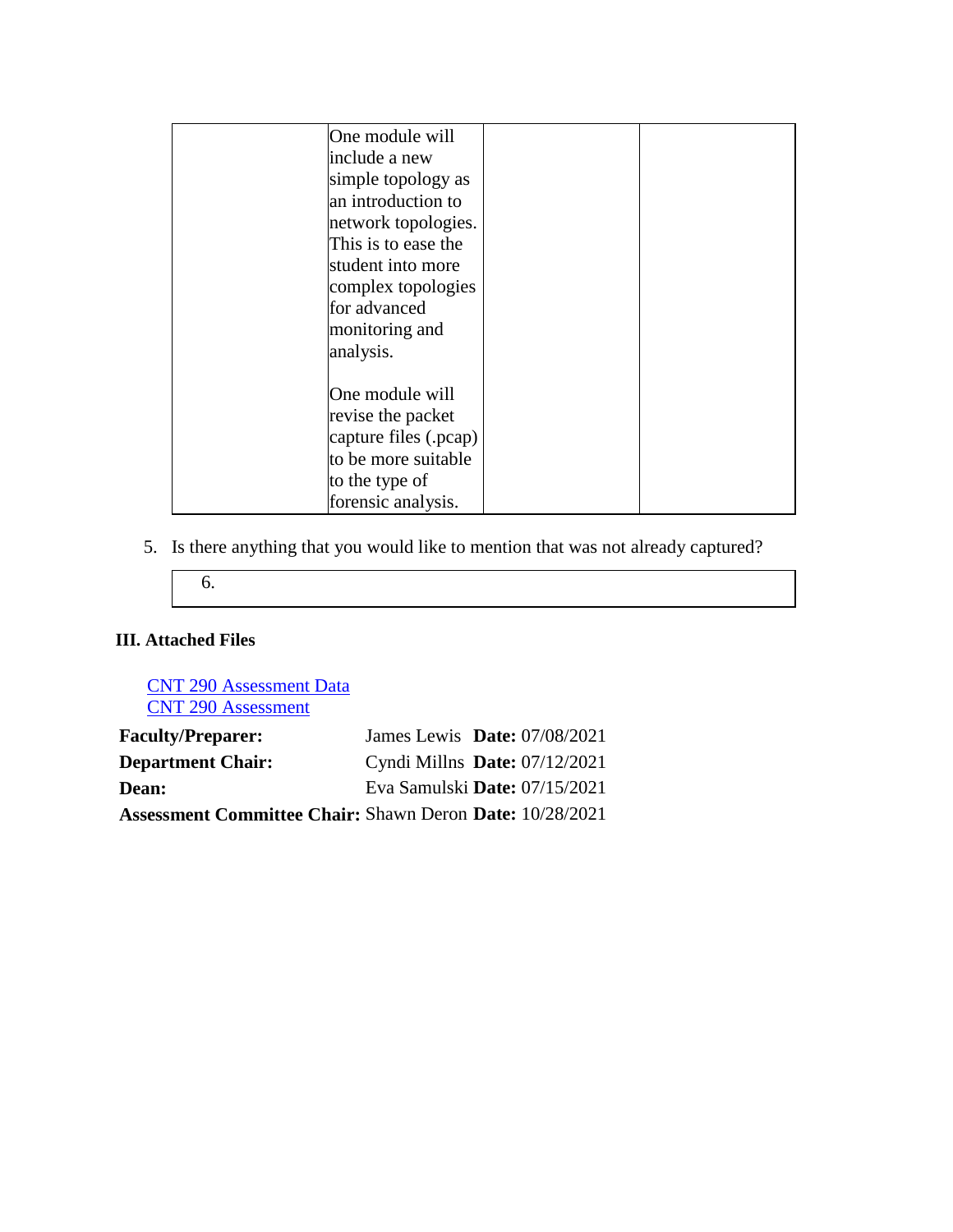| | | | |
|---|---|---|---|
| | One module will include a new simple topology as an introduction to network topologies. This is to ease the student into more complex topologies for advanced monitoring and analysis.<br><br>One module will revise the packet capture files (.pcap) to be more suitable to the type of forensic analysis. | | |

5. Is there anything that you would like to mention that was not already captured?

| |
|---|
| 6. |

### III. Attached Files

[CNT 290 Assessment Data]
[CNT 290 Assessment]

| | |
|---|---|
| **Faculty/Preparer:** | James Lewis **Date:** 07/08/2021 |
| **Department Chair:** | Cyndi Millns **Date:** 07/12/2021 |
| **Dean:** | Eva Samulski **Date:** 07/15/2021 |
| **Assessment Committee Chair:** | Shawn Deron **Date:** 10/28/2021 |